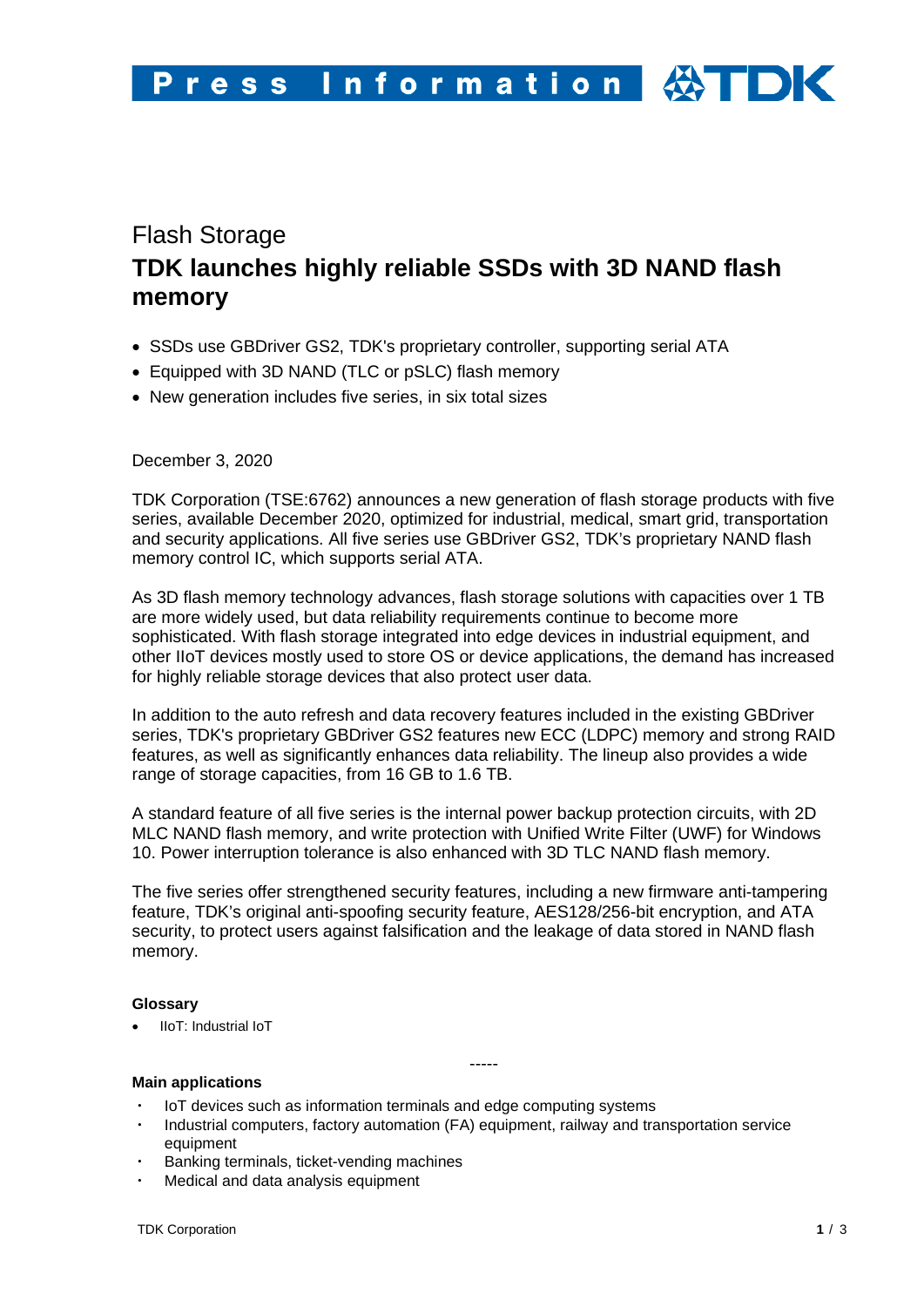Flash Storage

# TDK launches highly reliable SSDs with 3D NAND flash memory

- SSDs use GBDriver GS2, TDK's proprietary controller, supporting serial ATA
- Equipped with 3D NAND (TLC or pSLC) flash memory
- New generation includes five series, in six total sizes

December 3, 2020

TDK Corporation (TSE:6762) announces a new generation of flash storage products with five series, available December 2020, optimized for industrial, medical, smart grid, transportation and security applications. All five series use GBDriver GS2, TDK's proprietary NAND flash memory control IC, which supports serial ATA.

As 3D flash memory technology advances, flash storage solutions with capacities over 1 TB are more widely used, but data reliability requirements continue to become more sophisticated. With flash storage integrated into edge devices in industrial equipment, and other IIoT devices mostly used to store OS or device applications, the demand has increased for highly reliable storage devices that also protect user data.

In addition to the auto refresh and data recovery features included in the existing GBDriver series, TDK's proprietary GBDriver GS2 features new ECC (LDPC) memory and strong RAID features, as well as significantly enhances data reliability. The lineup also provides a wide range of storage capacities, from 16 GB to 1.6 TB.

A standard feature of all five series is the internal power backup protection circuits, with 2D MLC NAND flash memory, and write protection with Unified Write Filter (UWF) for Windows 10. Power interruption tolerance is also enhanced with 3D TLC NAND flash memory.

The five series offer strengthened security features, including a new firmware anti-tampering feature, TDK's original anti-spoofing security feature, AES128/256-bit encryption, and ATA security, to protect users against falsification and the leakage of data stored in NAND flash memory.

**Glossary**

- IIoT: Industrial IoT

-----

**Main applications**

- IoT devices such as information terminals and edge computing systems
- Industrial computers, factory automation (FA) equipment, railway and transportation service equipment
- Banking terminals, ticket-vending machines
- Medical and data analysis equipment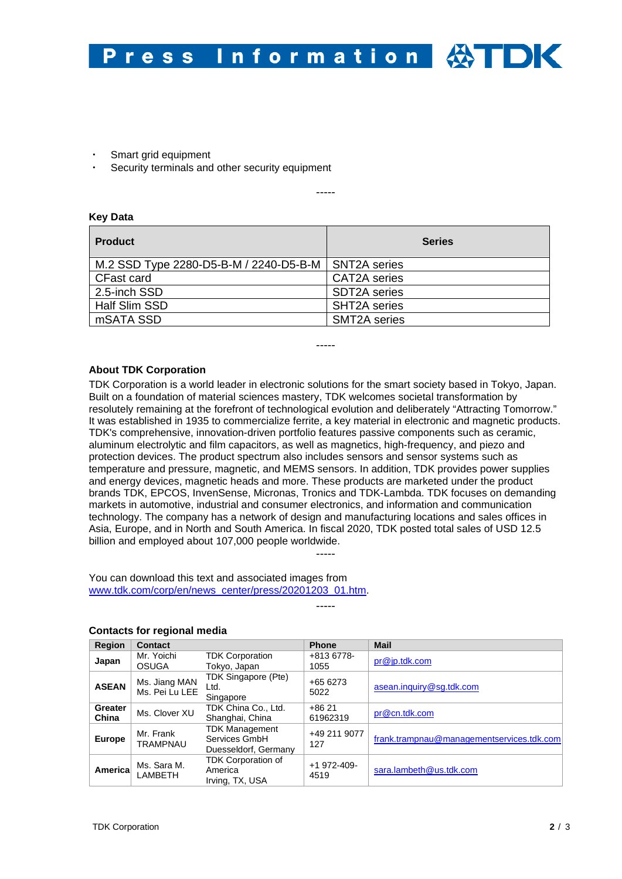- Smart grid equipment
- Security terminals and other security equipment

-----

**Key Data**

| Product | Series |
| --- | --- |
| M.2 SSD Type 2280-D5-B-M / 2240-D5-B-M | SNT2A series |
| CFast card | CAT2A series |
| 2.5-inch SSD | SDT2A series |
| Half Slim SSD | SHT2A series |
| mSATA SSD | SMT2A series |

-----

**About TDK Corporation**

TDK Corporation is a world leader in electronic solutions for the smart society based in Tokyo, Japan. Built on a foundation of material sciences mastery, TDK welcomes societal transformation by resolutely remaining at the forefront of technological evolution and deliberately "Attracting Tomorrow." It was established in 1935 to commercialize ferrite, a key material in electronic and magnetic products. TDK's comprehensive, innovation-driven portfolio features passive components such as ceramic, aluminum electrolytic and film capacitors, as well as magnetics, high-frequency, and piezo and protection devices. The product spectrum also includes sensors and sensor systems such as temperature and pressure, magnetic, and MEMS sensors. In addition, TDK provides power supplies and energy devices, magnetic heads and more. These products are marketed under the product brands TDK, EPCOS, InvenSense, Micronas, Tronics and TDK-Lambda. TDK focuses on demanding markets in automotive, industrial and consumer electronics, and information and communication technology. The company has a network of design and manufacturing locations and sales offices in Asia, Europe, and in North and South America. In fiscal 2020, TDK posted total sales of USD 12.5 billion and employed about 107,000 people worldwide.

-----

You can download this text and associated images from www.tdk.com/corp/en/news_center/press/20201203_01.htm.

-----

**Contacts for regional media**

| Region | Contact | | Phone | Mail |
| --- | --- | --- | --- | --- |
| Japan | Mr. Yoichi OSUGA | TDK Corporation Tokyo, Japan | +813 6778-1055 | pr@jp.tdk.com |
| ASEAN | Ms. Jiang MAN Ms. Pei Lu LEE | TDK Singapore (Pte) Ltd. Singapore | +65 6273 5022 | asean.inquiry@sg.tdk.com |
| Greater China | Ms. Clover XU | TDK China Co., Ltd. Shanghai, China | +86 21 61962319 | pr@cn.tdk.com |
| Europe | Mr. Frank TRAMPNAU | TDK Management Services GmbH Duesseldorf, Germany | +49 211 9077 127 | frank.trampnau@managementservices.tdk.com |
| America | Ms. Sara M. LAMBETH | TDK Corporation of America Irving, TX, USA | +1 972-409-4519 | sara.lambeth@us.tdk.com |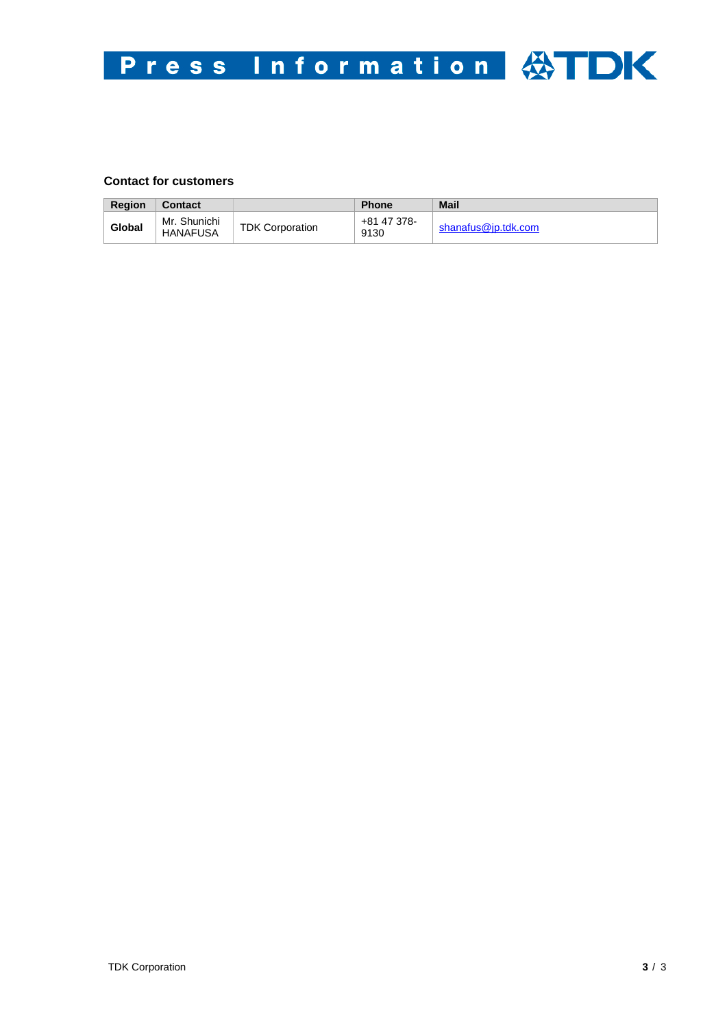**Contact for customers**

| Region | Contact | | Phone | Mail |
|---|---|---|---|---|
| **Global** | Mr. Shunichi HANAFUSA | TDK Corporation | +81 47 378-9130 | shanafus@jp.tdk.com |